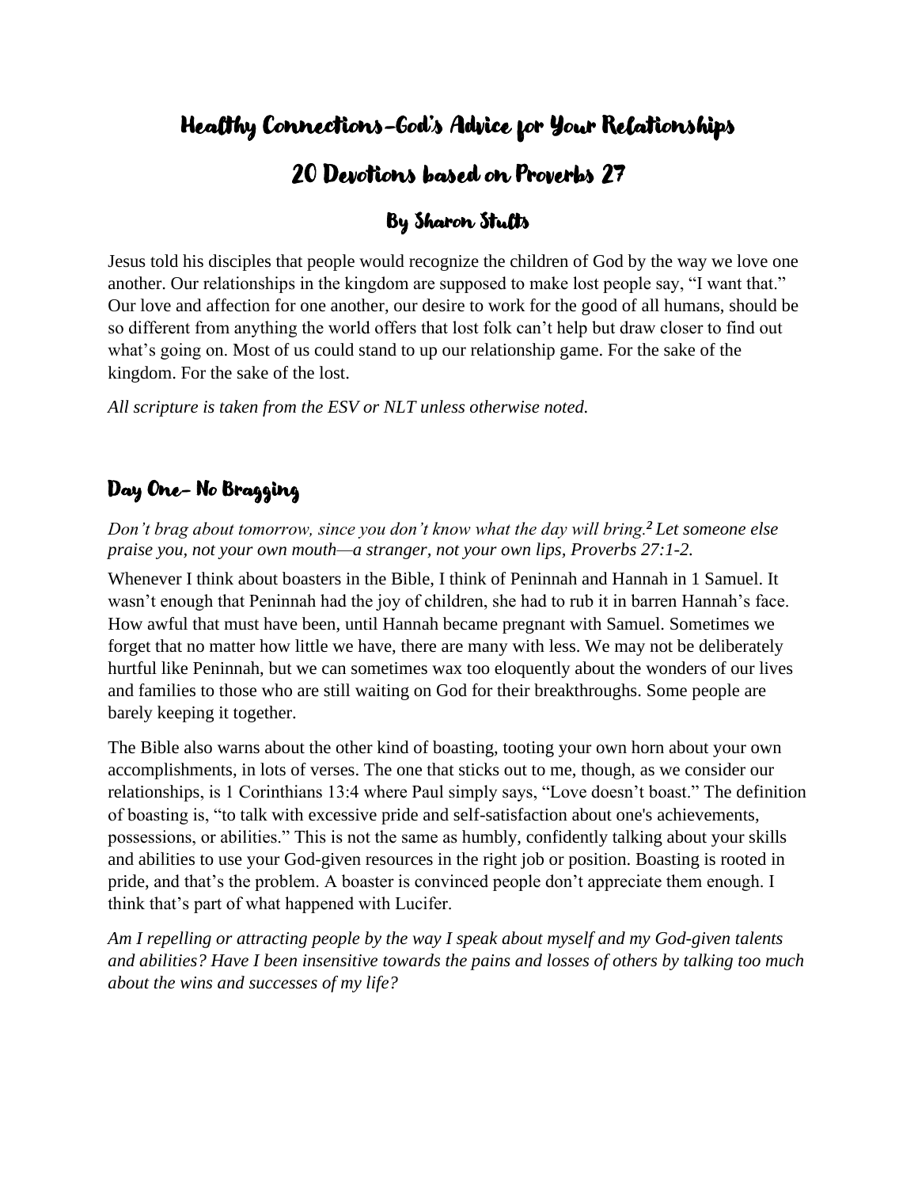# Healthy Connections-God's Advice for Your Relationships

## 20 Devotions based on Proverbs 27

### By Sharon Stults

Jesus told his disciples that people would recognize the children of God by the way we love one another. Our relationships in the kingdom are supposed to make lost people say, "I want that." Our love and affection for one another, our desire to work for the good of all humans, should be so different from anything the world offers that lost folk can't help but draw closer to find out what's going on. Most of us could stand to up our relationship game. For the sake of the kingdom. For the sake of the lost.

*All scripture is taken from the ESV or NLT unless otherwise noted.*

## Day One- No Bragging

*Don't brag about tomorrow, since you don't know what the day will bring.*[2] *Let someone else praise you, not your own mouth—a stranger, not your own lips, Proverbs 27:1-2.*

Whenever I think about boasters in the Bible, I think of Peninnah and Hannah in 1 Samuel. It wasn't enough that Peninnah had the joy of children, she had to rub it in barren Hannah's face. How awful that must have been, until Hannah became pregnant with Samuel. Sometimes we forget that no matter how little we have, there are many with less. We may not be deliberately hurtful like Peninnah, but we can sometimes wax too eloquently about the wonders of our lives and families to those who are still waiting on God for their breakthroughs. Some people are barely keeping it together.

The Bible also warns about the other kind of boasting, tooting your own horn about your own accomplishments, in lots of verses. The one that sticks out to me, though, as we consider our relationships, is 1 Corinthians 13:4 where Paul simply says, "Love doesn't boast." The definition of boasting is, "to talk with excessive pride and self-satisfaction about one's achievements, possessions, or abilities." This is not the same as humbly, confidently talking about your skills and abilities to use your God-given resources in the right job or position. Boasting is rooted in pride, and that's the problem. A boaster is convinced people don't appreciate them enough. I think that's part of what happened with Lucifer.

*Am I repelling or attracting people by the way I speak about myself and my God-given talents and abilities? Have I been insensitive towards the pains and losses of others by talking too much about the wins and successes of my life?*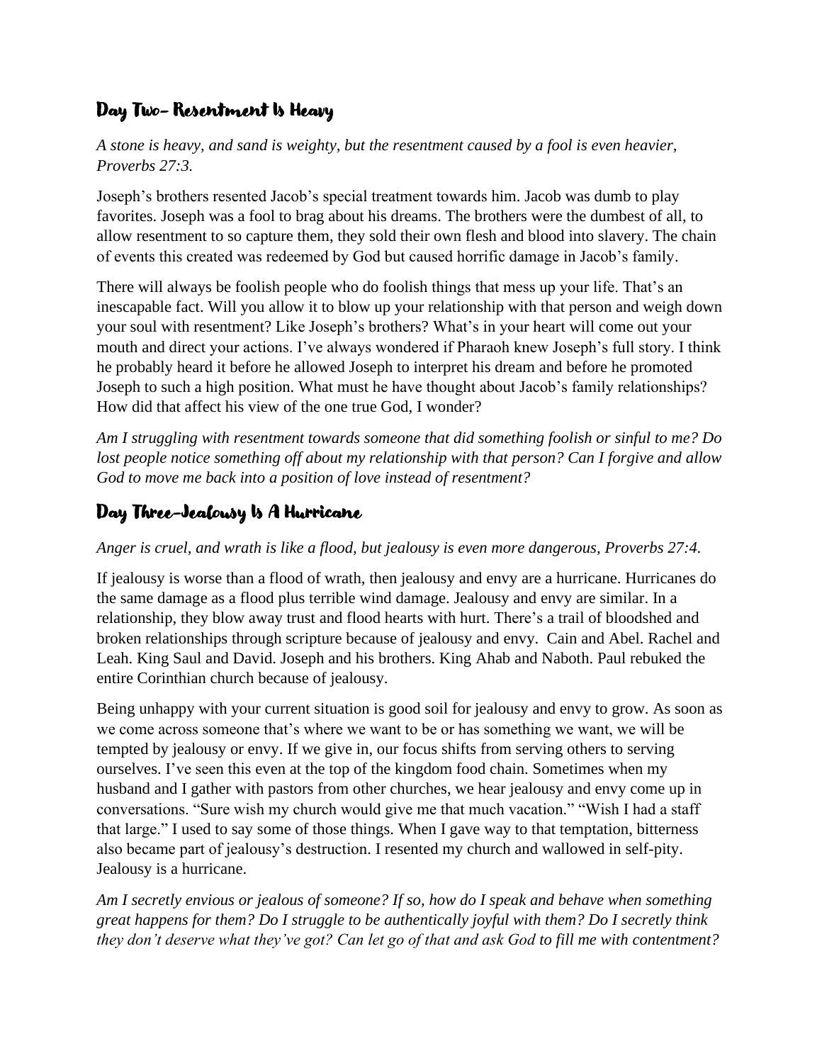## Day Two- Resentment Is Heavy

*A stone is heavy, and sand is weighty, but the resentment caused by a fool is even heavier, Proverbs 27:3.*

Joseph's brothers resented Jacob's special treatment towards him. Jacob was dumb to play favorites. Joseph was a fool to brag about his dreams. The brothers were the dumbest of all, to allow resentment to so capture them, they sold their own flesh and blood into slavery. The chain of events this created was redeemed by God but caused horrific damage in Jacob's family.

There will always be foolish people who do foolish things that mess up your life. That's an inescapable fact. Will you allow it to blow up your relationship with that person and weigh down your soul with resentment? Like Joseph's brothers? What's in your heart will come out your mouth and direct your actions. I've always wondered if Pharaoh knew Joseph's full story. I think he probably heard it before he allowed Joseph to interpret his dream and before he promoted Joseph to such a high position. What must he have thought about Jacob's family relationships? How did that affect his view of the one true God, I wonder?

*Am I struggling with resentment towards someone that did something foolish or sinful to me? Do lost people notice something off about my relationship with that person? Can I forgive and allow God to move me back into a position of love instead of resentment?*

## Day Three–Jealousy Is A Hurricane

*Anger is cruel, and wrath is like a flood, but jealousy is even more dangerous, Proverbs 27:4.*

If jealousy is worse than a flood of wrath, then jealousy and envy are a hurricane. Hurricanes do the same damage as a flood plus terrible wind damage. Jealousy and envy are similar. In a relationship, they blow away trust and flood hearts with hurt. There's a trail of bloodshed and broken relationships through scripture because of jealousy and envy. Cain and Abel. Rachel and Leah. King Saul and David. Joseph and his brothers. King Ahab and Naboth. Paul rebuked the entire Corinthian church because of jealousy.

Being unhappy with your current situation is good soil for jealousy and envy to grow. As soon as we come across someone that's where we want to be or has something we want, we will be tempted by jealousy or envy. If we give in, our focus shifts from serving others to serving ourselves. I've seen this even at the top of the kingdom food chain. Sometimes when my husband and I gather with pastors from other churches, we hear jealousy and envy come up in conversations. "Sure wish my church would give me that much vacation." "Wish I had a staff that large." I used to say some of those things. When I gave way to that temptation, bitterness also became part of jealousy's destruction. I resented my church and wallowed in self-pity. Jealousy is a hurricane.

*Am I secretly envious or jealous of someone? If so, how do I speak and behave when something great happens for them? Do I struggle to be authentically joyful with them? Do I secretly think they don't deserve what they've got? Can let go of that and ask God to fill me with contentment?*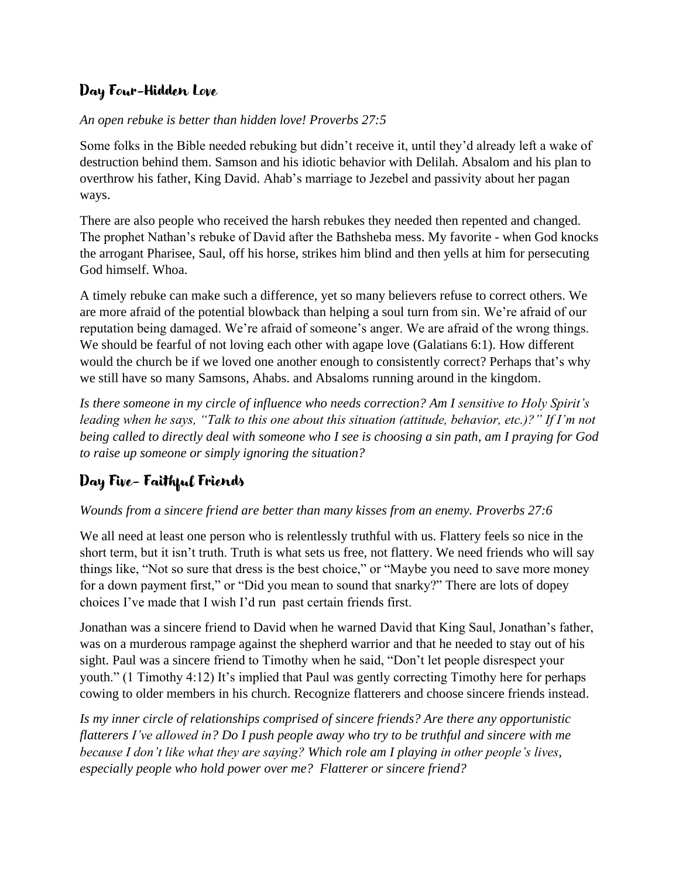## Day Four-Hidden Love

*An open rebuke is better than hidden love! Proverbs 27:5*

Some folks in the Bible needed rebuking but didn't receive it, until they'd already left a wake of destruction behind them. Samson and his idiotic behavior with Delilah. Absalom and his plan to overthrow his father, King David. Ahab's marriage to Jezebel and passivity about her pagan ways.

There are also people who received the harsh rebukes they needed then repented and changed. The prophet Nathan's rebuke of David after the Bathsheba mess. My favorite - when God knocks the arrogant Pharisee, Saul, off his horse, strikes him blind and then yells at him for persecuting God himself. Whoa.

A timely rebuke can make such a difference, yet so many believers refuse to correct others. We are more afraid of the potential blowback than helping a soul turn from sin. We're afraid of our reputation being damaged. We're afraid of someone's anger. We are afraid of the wrong things. We should be fearful of not loving each other with agape love (Galatians 6:1). How different would the church be if we loved one another enough to consistently correct? Perhaps that's why we still have so many Samsons, Ahabs. and Absaloms running around in the kingdom.

*Is there someone in my circle of influence who needs correction? Am I sensitive to Holy Spirit's leading when he says, "Talk to this one about this situation (attitude, behavior, etc.)?" If I'm not being called to directly deal with someone who I see is choosing a sin path, am I praying for God to raise up someone or simply ignoring the situation?*

## Day Five- Faithful Friends

*Wounds from a sincere friend are better than many kisses from an enemy. Proverbs 27:6*

We all need at least one person who is relentlessly truthful with us. Flattery feels so nice in the short term, but it isn't truth. Truth is what sets us free, not flattery. We need friends who will say things like, "Not so sure that dress is the best choice," or "Maybe you need to save more money for a down payment first," or "Did you mean to sound that snarky?" There are lots of dopey choices I've made that I wish I'd run past certain friends first.

Jonathan was a sincere friend to David when he warned David that King Saul, Jonathan's father, was on a murderous rampage against the shepherd warrior and that he needed to stay out of his sight. Paul was a sincere friend to Timothy when he said, "Don't let people disrespect your youth." (1 Timothy 4:12) It's implied that Paul was gently correcting Timothy here for perhaps cowing to older members in his church. Recognize flatterers and choose sincere friends instead.

*Is my inner circle of relationships comprised of sincere friends? Are there any opportunistic flatterers I've allowed in? Do I push people away who try to be truthful and sincere with me because I don't like what they are saying? Which role am I playing in other people's lives, especially people who hold power over me? Flatterer or sincere friend?*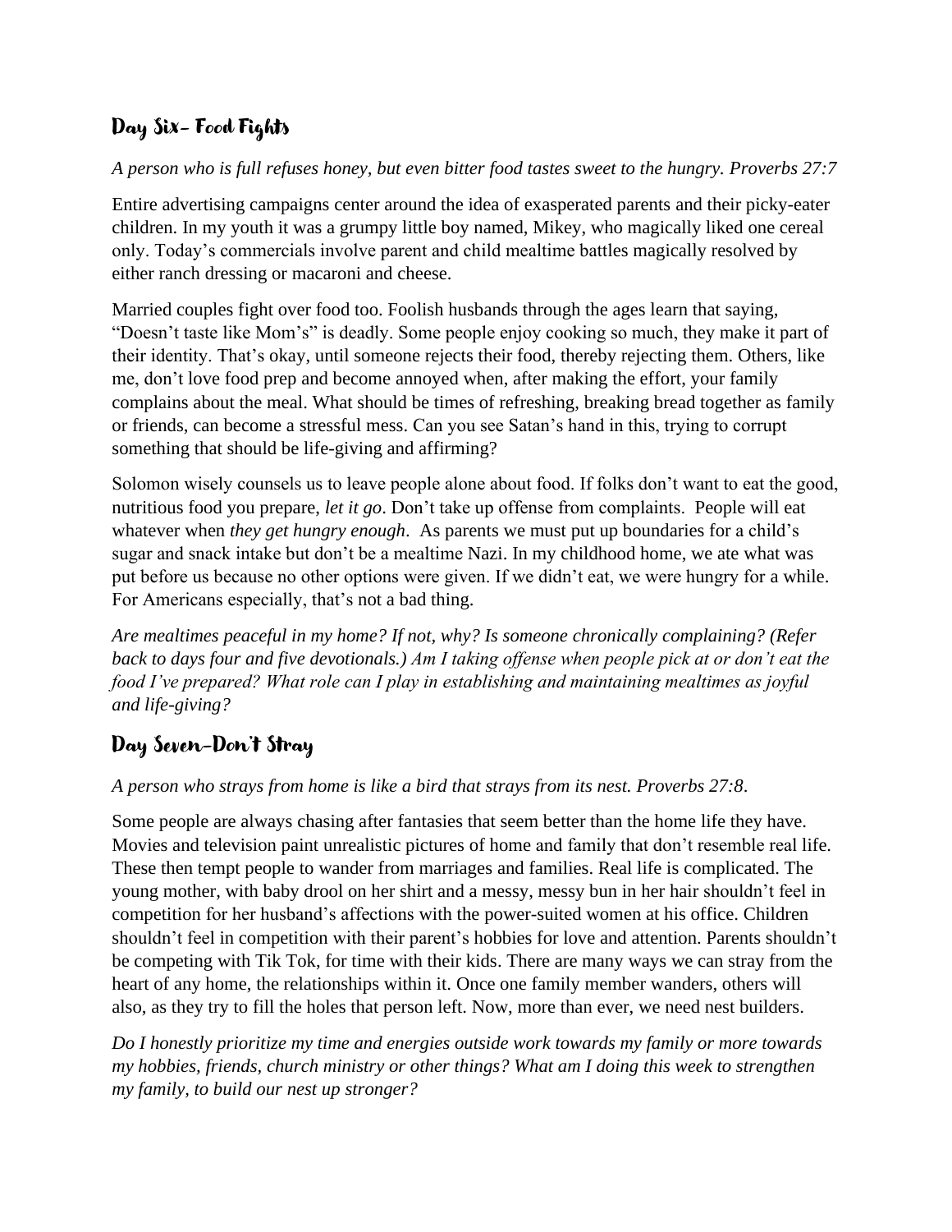## Day Six- Food Fights

*A person who is full refuses honey, but even bitter food tastes sweet to the hungry. Proverbs 27:7*

Entire advertising campaigns center around the idea of exasperated parents and their picky-eater children. In my youth it was a grumpy little boy named, Mikey, who magically liked one cereal only. Today's commercials involve parent and child mealtime battles magically resolved by either ranch dressing or macaroni and cheese.

Married couples fight over food too. Foolish husbands through the ages learn that saying, "Doesn't taste like Mom's" is deadly. Some people enjoy cooking so much, they make it part of their identity. That's okay, until someone rejects their food, thereby rejecting them. Others, like me, don't love food prep and become annoyed when, after making the effort, your family complains about the meal. What should be times of refreshing, breaking bread together as family or friends, can become a stressful mess. Can you see Satan's hand in this, trying to corrupt something that should be life-giving and affirming?

Solomon wisely counsels us to leave people alone about food. If folks don't want to eat the good, nutritious food you prepare, *let it go*. Don't take up offense from complaints. People will eat whatever when *they get hungry enough*. As parents we must put up boundaries for a child's sugar and snack intake but don't be a mealtime Nazi. In my childhood home, we ate what was put before us because no other options were given. If we didn't eat, we were hungry for a while. For Americans especially, that's not a bad thing.

*Are mealtimes peaceful in my home? If not, why? Is someone chronically complaining? (Refer back to days four and five devotionals.) Am I taking offense when people pick at or don't eat the food I've prepared? What role can I play in establishing and maintaining mealtimes as joyful and life-giving?*

## Day Seven-Don't Stray

*A person who strays from home is like a bird that strays from its nest. Proverbs 27:8.*

Some people are always chasing after fantasies that seem better than the home life they have. Movies and television paint unrealistic pictures of home and family that don't resemble real life. These then tempt people to wander from marriages and families. Real life is complicated. The young mother, with baby drool on her shirt and a messy, messy bun in her hair shouldn't feel in competition for her husband's affections with the power-suited women at his office. Children shouldn't feel in competition with their parent's hobbies for love and attention. Parents shouldn't be competing with Tik Tok, for time with their kids. There are many ways we can stray from the heart of any home, the relationships within it. Once one family member wanders, others will also, as they try to fill the holes that person left. Now, more than ever, we need nest builders.

*Do I honestly prioritize my time and energies outside work towards my family or more towards my hobbies, friends, church ministry or other things? What am I doing this week to strengthen my family, to build our nest up stronger?*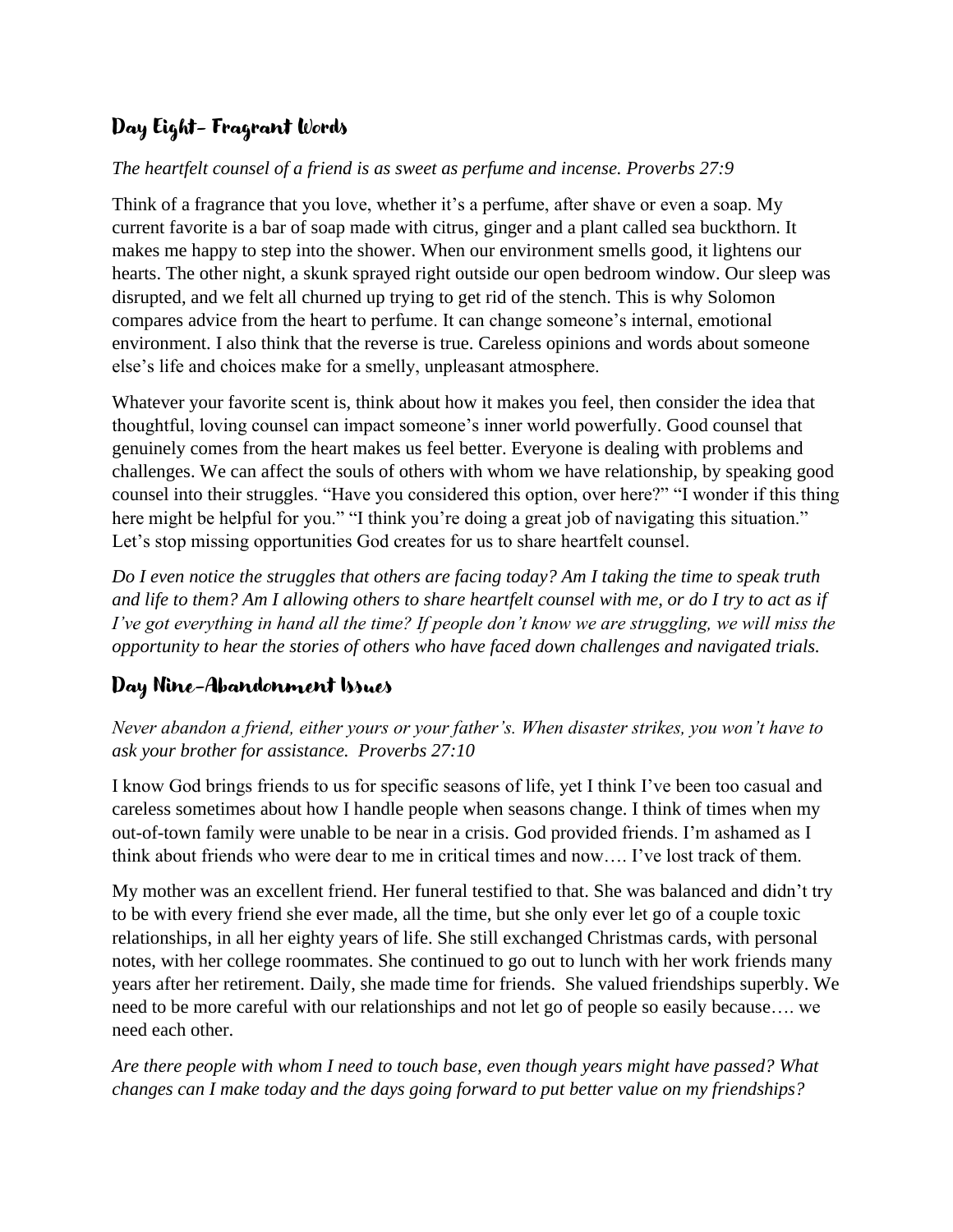## Day Eight- Fragrant Words

*The heartfelt counsel of a friend is as sweet as perfume and incense. Proverbs 27:9*

Think of a fragrance that you love, whether it's a perfume, after shave or even a soap. My current favorite is a bar of soap made with citrus, ginger and a plant called sea buckthorn. It makes me happy to step into the shower. When our environment smells good, it lightens our hearts. The other night, a skunk sprayed right outside our open bedroom window. Our sleep was disrupted, and we felt all churned up trying to get rid of the stench. This is why Solomon compares advice from the heart to perfume. It can change someone's internal, emotional environment. I also think that the reverse is true. Careless opinions and words about someone else's life and choices make for a smelly, unpleasant atmosphere.

Whatever your favorite scent is, think about how it makes you feel, then consider the idea that thoughtful, loving counsel can impact someone's inner world powerfully. Good counsel that genuinely comes from the heart makes us feel better. Everyone is dealing with problems and challenges. We can affect the souls of others with whom we have relationship, by speaking good counsel into their struggles. "Have you considered this option, over here?" "I wonder if this thing here might be helpful for you." "I think you're doing a great job of navigating this situation." Let's stop missing opportunities God creates for us to share heartfelt counsel.

*Do I even notice the struggles that others are facing today? Am I taking the time to speak truth and life to them? Am I allowing others to share heartfelt counsel with me, or do I try to act as if I've got everything in hand all the time? If people don't know we are struggling, we will miss the opportunity to hear the stories of others who have faced down challenges and navigated trials.*

## Day Nine-Abandonment Issues

*Never abandon a friend, either yours or your father's. When disaster strikes, you won't have to ask your brother for assistance. Proverbs 27:10*

I know God brings friends to us for specific seasons of life, yet I think I've been too casual and careless sometimes about how I handle people when seasons change. I think of times when my out-of-town family were unable to be near in a crisis. God provided friends. I'm ashamed as I think about friends who were dear to me in critical times and now…. I've lost track of them.

My mother was an excellent friend. Her funeral testified to that. She was balanced and didn't try to be with every friend she ever made, all the time, but she only ever let go of a couple toxic relationships, in all her eighty years of life. She still exchanged Christmas cards, with personal notes, with her college roommates. She continued to go out to lunch with her work friends many years after her retirement. Daily, she made time for friends. She valued friendships superbly. We need to be more careful with our relationships and not let go of people so easily because…. we need each other.

*Are there people with whom I need to touch base, even though years might have passed? What changes can I make today and the days going forward to put better value on my friendships?*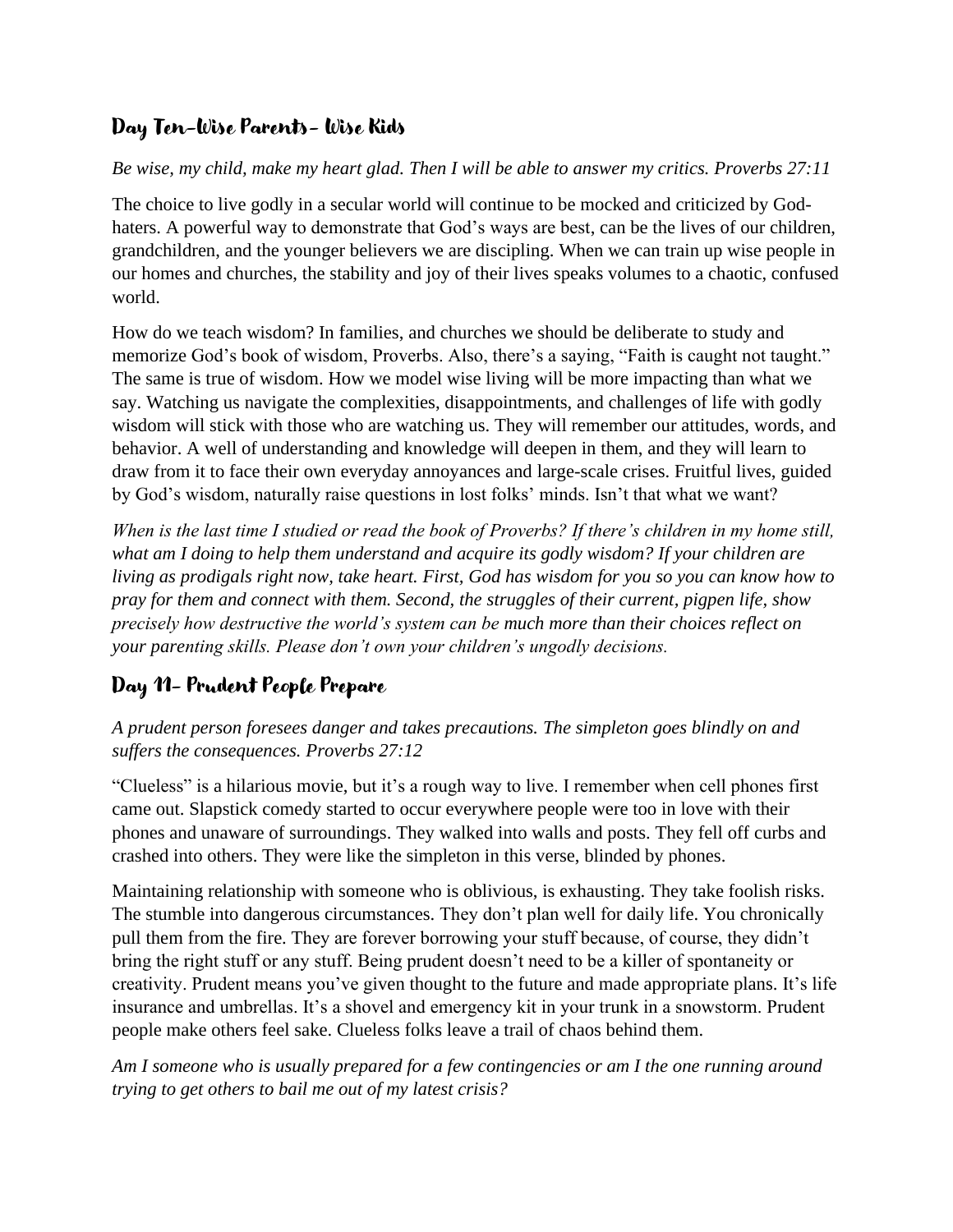## Day Ten-Wise Parents- Wise Kids

*Be wise, my child, make my heart glad. Then I will be able to answer my critics. Proverbs 27:11*

The choice to live godly in a secular world will continue to be mocked and criticized by God-haters. A powerful way to demonstrate that God's ways are best, can be the lives of our children, grandchildren, and the younger believers we are discipling. When we can train up wise people in our homes and churches, the stability and joy of their lives speaks volumes to a chaotic, confused world.

How do we teach wisdom? In families, and churches we should be deliberate to study and memorize God's book of wisdom, Proverbs. Also, there's a saying, "Faith is caught not taught." The same is true of wisdom. How we model wise living will be more impacting than what we say. Watching us navigate the complexities, disappointments, and challenges of life with godly wisdom will stick with those who are watching us. They will remember our attitudes, words, and behavior. A well of understanding and knowledge will deepen in them, and they will learn to draw from it to face their own everyday annoyances and large-scale crises. Fruitful lives, guided by God's wisdom, naturally raise questions in lost folks' minds. Isn't that what we want?

*When is the last time I studied or read the book of Proverbs? If there's children in my home still, what am I doing to help them understand and acquire its godly wisdom? If your children are living as prodigals right now, take heart. First, God has wisdom for you so you can know how to pray for them and connect with them. Second, the struggles of their current, pigpen life, show precisely how destructive the world's system can be much more than their choices reflect on your parenting skills. Please don't own your children's ungodly decisions.*

## Day 11- Prudent People Prepare

*A prudent person foresees danger and takes precautions. The simpleton goes blindly on and suffers the consequences. Proverbs 27:12*

"Clueless" is a hilarious movie, but it's a rough way to live. I remember when cell phones first came out. Slapstick comedy started to occur everywhere people were too in love with their phones and unaware of surroundings. They walked into walls and posts. They fell off curbs and crashed into others. They were like the simpleton in this verse, blinded by phones.

Maintaining relationship with someone who is oblivious, is exhausting. They take foolish risks. The stumble into dangerous circumstances. They don't plan well for daily life. You chronically pull them from the fire. They are forever borrowing your stuff because, of course, they didn't bring the right stuff or any stuff. Being prudent doesn't need to be a killer of spontaneity or creativity. Prudent means you've given thought to the future and made appropriate plans. It's life insurance and umbrellas. It's a shovel and emergency kit in your trunk in a snowstorm. Prudent people make others feel sake. Clueless folks leave a trail of chaos behind them.

*Am I someone who is usually prepared for a few contingencies or am I the one running around trying to get others to bail me out of my latest crisis?*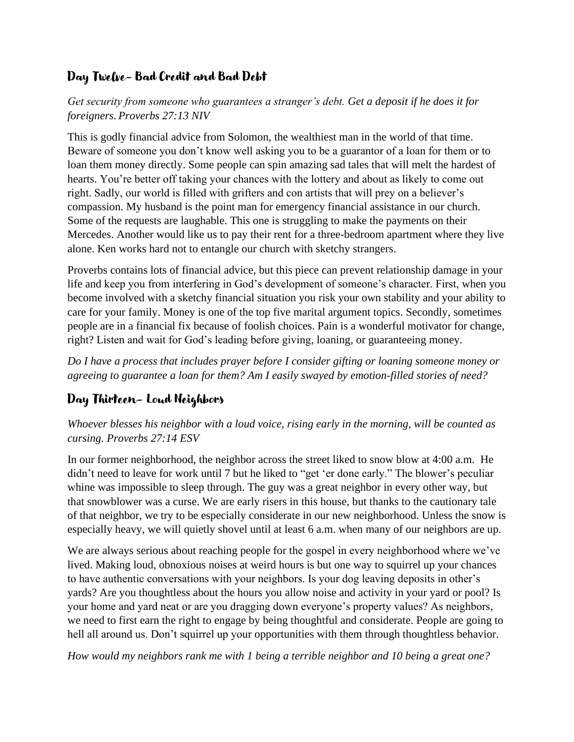## Day Twelve- Bad Credit and Bad Debt

*Get security from someone who guarantees a stranger's debt. Get a deposit if he does it for foreigners. Proverbs 27:13 NIV*

This is godly financial advice from Solomon, the wealthiest man in the world of that time. Beware of someone you don't know well asking you to be a guarantor of a loan for them or to loan them money directly. Some people can spin amazing sad tales that will melt the hardest of hearts. You're better off taking your chances with the lottery and about as likely to come out right. Sadly, our world is filled with grifters and con artists that will prey on a believer's compassion. My husband is the point man for emergency financial assistance in our church. Some of the requests are laughable. This one is struggling to make the payments on their Mercedes. Another would like us to pay their rent for a three-bedroom apartment where they live alone. Ken works hard not to entangle our church with sketchy strangers.

Proverbs contains lots of financial advice, but this piece can prevent relationship damage in your life and keep you from interfering in God's development of someone's character. First, when you become involved with a sketchy financial situation you risk your own stability and your ability to care for your family. Money is one of the top five marital argument topics. Secondly, sometimes people are in a financial fix because of foolish choices. Pain is a wonderful motivator for change, right? Listen and wait for God's leading before giving, loaning, or guaranteeing money.

*Do I have a process that includes prayer before I consider gifting or loaning someone money or agreeing to guarantee a loan for them? Am I easily swayed by emotion-filled stories of need?*

## Day Thirteen- Loud Neighbors

*Whoever blesses his neighbor with a loud voice, rising early in the morning, will be counted as cursing. Proverbs 27:14 ESV*

In our former neighborhood, the neighbor across the street liked to snow blow at 4:00 a.m. He didn't need to leave for work until 7 but he liked to "get 'er done early." The blower's peculiar whine was impossible to sleep through. The guy was a great neighbor in every other way, but that snowblower was a curse. We are early risers in this house, but thanks to the cautionary tale of that neighbor, we try to be especially considerate in our new neighborhood. Unless the snow is especially heavy, we will quietly shovel until at least 6 a.m. when many of our neighbors are up.

We are always serious about reaching people for the gospel in every neighborhood where we've lived. Making loud, obnoxious noises at weird hours is but one way to squirrel up your chances to have authentic conversations with your neighbors. Is your dog leaving deposits in other's yards? Are you thoughtless about the hours you allow noise and activity in your yard or pool? Is your home and yard neat or are you dragging down everyone's property values? As neighbors, we need to first earn the right to engage by being thoughtful and considerate. People are going to hell all around us. Don't squirrel up your opportunities with them through thoughtless behavior.

*How would my neighbors rank me with 1 being a terrible neighbor and 10 being a great one?*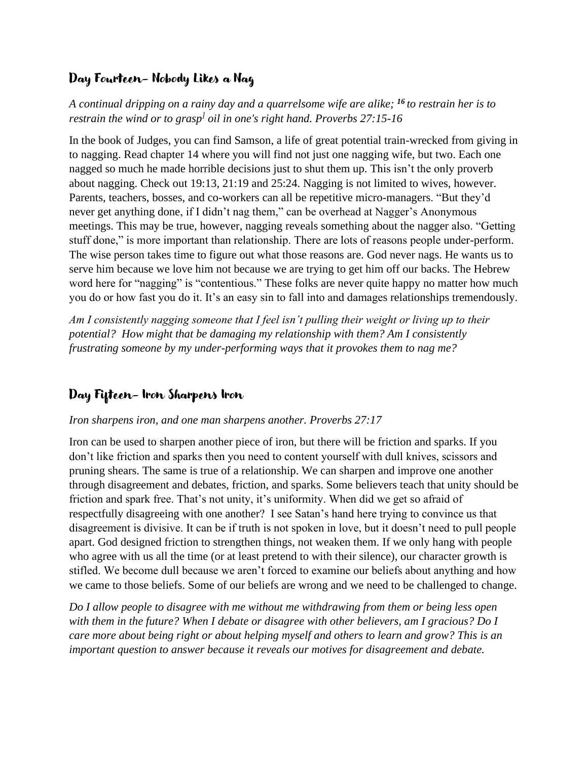## Day Fourteen- Nobody Likes a Nag

*A continual dripping on a rainy day and a quarrelsome wife are alike; [16] to restrain her is to restrain the wind or to grasp[l] oil in one's right hand. Proverbs 27:15-16*

In the book of Judges, you can find Samson, a life of great potential train-wrecked from giving in to nagging. Read chapter 14 where you will find not just one nagging wife, but two. Each one nagged so much he made horrible decisions just to shut them up. This isn't the only proverb about nagging. Check out 19:13, 21:19 and 25:24. Nagging is not limited to wives, however. Parents, teachers, bosses, and co-workers can all be repetitive micro-managers. "But they'd never get anything done, if I didn't nag them," can be overhead at Nagger's Anonymous meetings. This may be true, however, nagging reveals something about the nagger also. "Getting stuff done," is more important than relationship. There are lots of reasons people under-perform. The wise person takes time to figure out what those reasons are. God never nags. He wants us to serve him because we love him not because we are trying to get him off our backs. The Hebrew word here for "nagging" is "contentious." These folks are never quite happy no matter how much you do or how fast you do it. It's an easy sin to fall into and damages relationships tremendously.

*Am I consistently nagging someone that I feel isn't pulling their weight or living up to their potential? How might that be damaging my relationship with them? Am I consistently frustrating someone by my under-performing ways that it provokes them to nag me?*

## Day Fifteen- Iron Sharpens Iron

*Iron sharpens iron, and one man sharpens another. Proverbs 27:17*

Iron can be used to sharpen another piece of iron, but there will be friction and sparks. If you don't like friction and sparks then you need to content yourself with dull knives, scissors and pruning shears. The same is true of a relationship. We can sharpen and improve one another through disagreement and debates, friction, and sparks. Some believers teach that unity should be friction and spark free. That's not unity, it's uniformity. When did we get so afraid of respectfully disagreeing with one another? I see Satan's hand here trying to convince us that disagreement is divisive. It can be if truth is not spoken in love, but it doesn't need to pull people apart. God designed friction to strengthen things, not weaken them. If we only hang with people who agree with us all the time (or at least pretend to with their silence), our character growth is stifled. We become dull because we aren't forced to examine our beliefs about anything and how we came to those beliefs. Some of our beliefs are wrong and we need to be challenged to change.

*Do I allow people to disagree with me without me withdrawing from them or being less open with them in the future? When I debate or disagree with other believers, am I gracious? Do I care more about being right or about helping myself and others to learn and grow? This is an important question to answer because it reveals our motives for disagreement and debate.*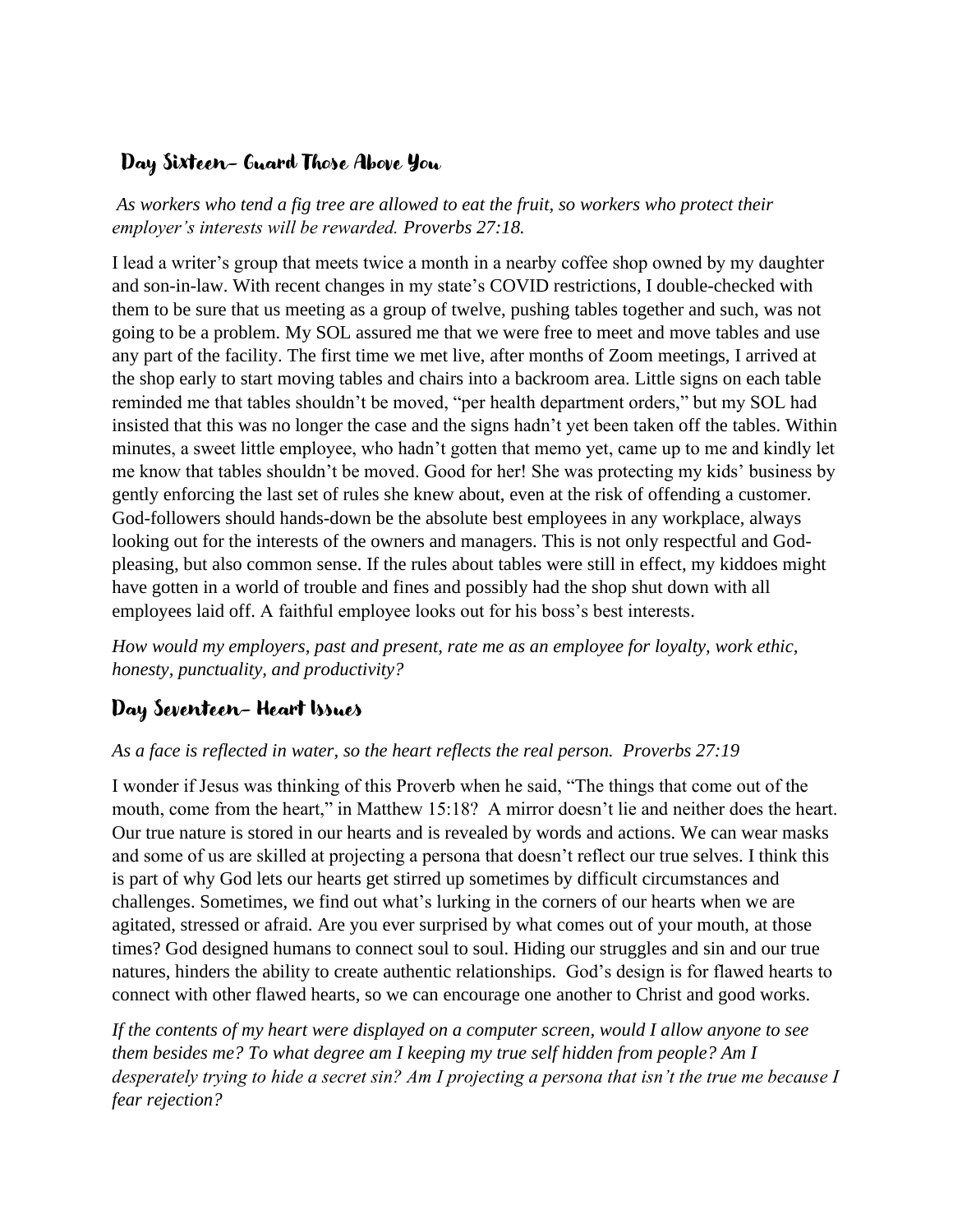## Day Sixteen- Guard Those Above You

*As workers who tend a fig tree are allowed to eat the fruit, so workers who protect their employer's interests will be rewarded. Proverbs 27:18.*

I lead a writer's group that meets twice a month in a nearby coffee shop owned by my daughter and son-in-law. With recent changes in my state's COVID restrictions, I double-checked with them to be sure that us meeting as a group of twelve, pushing tables together and such, was not going to be a problem. My SOL assured me that we were free to meet and move tables and use any part of the facility. The first time we met live, after months of Zoom meetings, I arrived at the shop early to start moving tables and chairs into a backroom area. Little signs on each table reminded me that tables shouldn't be moved, "per health department orders," but my SOL had insisted that this was no longer the case and the signs hadn't yet been taken off the tables. Within minutes, a sweet little employee, who hadn't gotten that memo yet, came up to me and kindly let me know that tables shouldn't be moved. Good for her! She was protecting my kids' business by gently enforcing the last set of rules she knew about, even at the risk of offending a customer. God-followers should hands-down be the absolute best employees in any workplace, always looking out for the interests of the owners and managers. This is not only respectful and God-pleasing, but also common sense. If the rules about tables were still in effect, my kiddoes might have gotten in a world of trouble and fines and possibly had the shop shut down with all employees laid off. A faithful employee looks out for his boss's best interests.

*How would my employers, past and present, rate me as an employee for loyalty, work ethic, honesty, punctuality, and productivity?*

## Day Seventeen- Heart Issues

*As a face is reflected in water, so the heart reflects the real person. Proverbs 27:19*

I wonder if Jesus was thinking of this Proverb when he said, "The things that come out of the mouth, come from the heart," in Matthew 15:18? A mirror doesn't lie and neither does the heart. Our true nature is stored in our hearts and is revealed by words and actions. We can wear masks and some of us are skilled at projecting a persona that doesn't reflect our true selves. I think this is part of why God lets our hearts get stirred up sometimes by difficult circumstances and challenges. Sometimes, we find out what's lurking in the corners of our hearts when we are agitated, stressed or afraid. Are you ever surprised by what comes out of your mouth, at those times? God designed humans to connect soul to soul. Hiding our struggles and sin and our true natures, hinders the ability to create authentic relationships. God's design is for flawed hearts to connect with other flawed hearts, so we can encourage one another to Christ and good works.

*If the contents of my heart were displayed on a computer screen, would I allow anyone to see them besides me? To what degree am I keeping my true self hidden from people? Am I desperately trying to hide a secret sin? Am I projecting a persona that isn't the true me because I fear rejection?*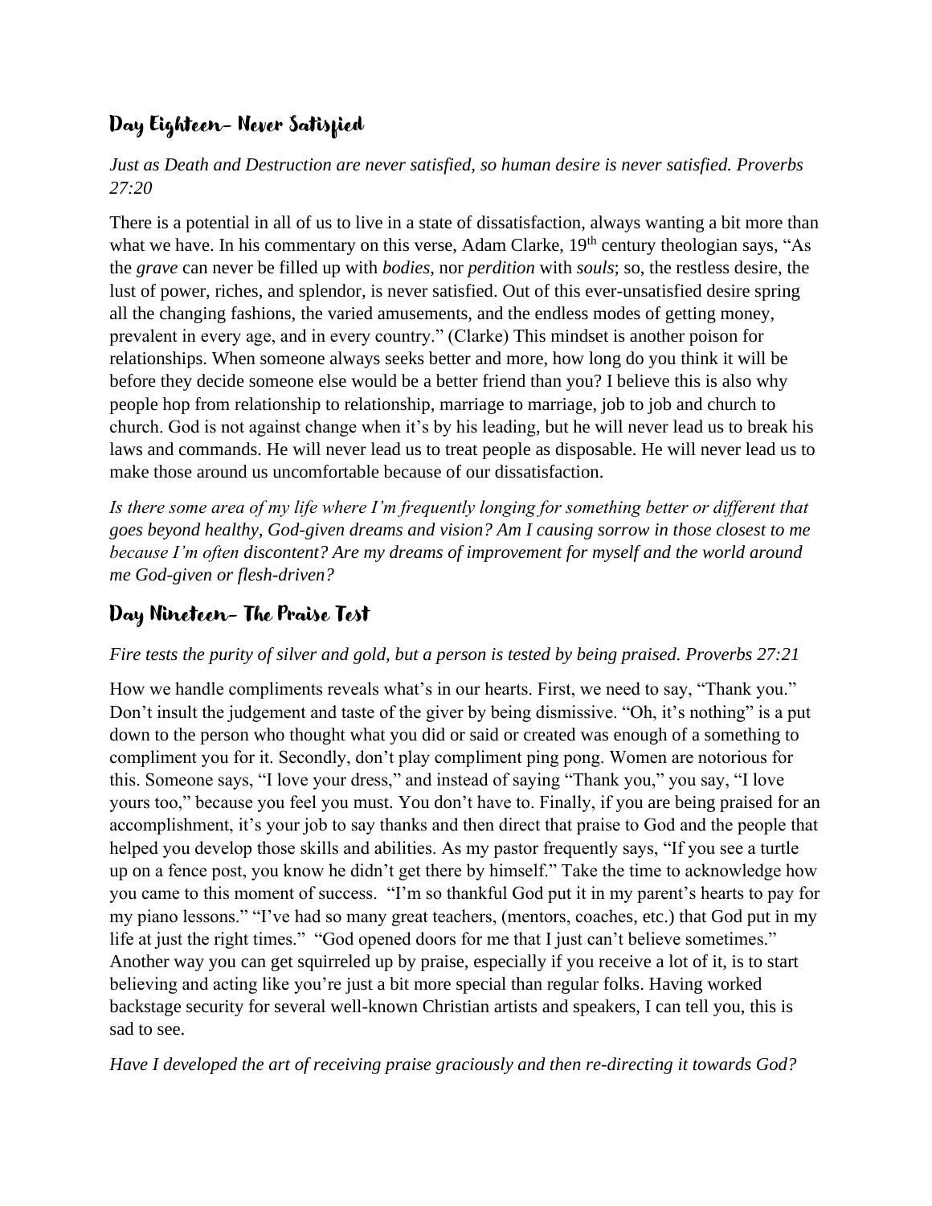## Day Eighteen- Never Satisfied

*Just as Death and Destruction are never satisfied, so human desire is never satisfied. Proverbs 27:20*

There is a potential in all of us to live in a state of dissatisfaction, always wanting a bit more than what we have. In his commentary on this verse, Adam Clarke, 19th century theologian says, "As the *grave* can never be filled up with *bodies*, nor *perdition* with *souls*; so, the restless desire, the lust of power, riches, and splendor, is never satisfied. Out of this ever-unsatisfied desire spring all the changing fashions, the varied amusements, and the endless modes of getting money, prevalent in every age, and in every country." (Clarke) This mindset is another poison for relationships. When someone always seeks better and more, how long do you think it will be before they decide someone else would be a better friend than you? I believe this is also why people hop from relationship to relationship, marriage to marriage, job to job and church to church. God is not against change when it's by his leading, but he will never lead us to break his laws and commands. He will never lead us to treat people as disposable. He will never lead us to make those around us uncomfortable because of our dissatisfaction.

*Is there some area of my life where I'm frequently longing for something better or different that goes beyond healthy, God-given dreams and vision? Am I causing sorrow in those closest to me because I'm often discontent? Are my dreams of improvement for myself and the world around me God-given or flesh-driven?*

## Day Nineteen- The Praise Test

*Fire tests the purity of silver and gold, but a person is tested by being praised. Proverbs 27:21*

How we handle compliments reveals what's in our hearts. First, we need to say, "Thank you." Don't insult the judgement and taste of the giver by being dismissive. "Oh, it's nothing" is a put down to the person who thought what you did or said or created was enough of a something to compliment you for it. Secondly, don't play compliment ping pong. Women are notorious for this. Someone says, "I love your dress," and instead of saying "Thank you," you say, "I love yours too," because you feel you must. You don't have to. Finally, if you are being praised for an accomplishment, it's your job to say thanks and then direct that praise to God and the people that helped you develop those skills and abilities. As my pastor frequently says, "If you see a turtle up on a fence post, you know he didn't get there by himself." Take the time to acknowledge how you came to this moment of success. "I'm so thankful God put it in my parent's hearts to pay for my piano lessons." "I've had so many great teachers, (mentors, coaches, etc.) that God put in my life at just the right times." "God opened doors for me that I just can't believe sometimes." Another way you can get squirreled up by praise, especially if you receive a lot of it, is to start believing and acting like you're just a bit more special than regular folks. Having worked backstage security for several well-known Christian artists and speakers, I can tell you, this is sad to see.

*Have I developed the art of receiving praise graciously and then re-directing it towards God?*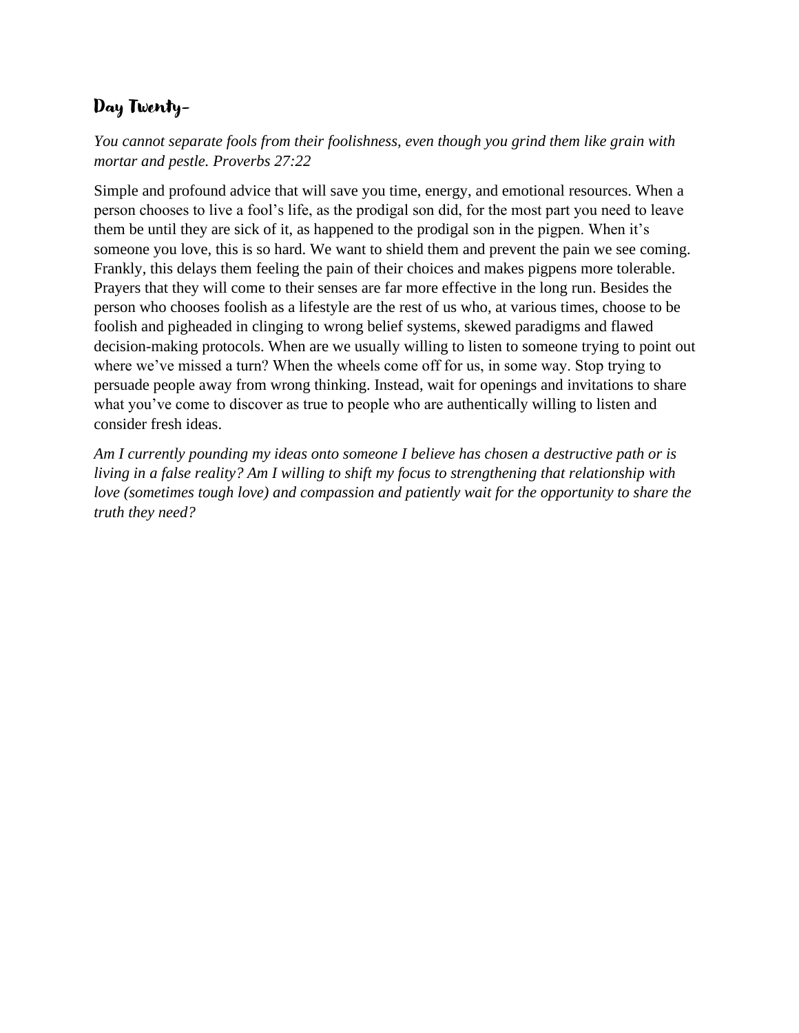## Day Twenty-

*You cannot separate fools from their foolishness, even though you grind them like grain with mortar and pestle. Proverbs 27:22*

Simple and profound advice that will save you time, energy, and emotional resources. When a person chooses to live a fool's life, as the prodigal son did, for the most part you need to leave them be until they are sick of it, as happened to the prodigal son in the pigpen. When it's someone you love, this is so hard. We want to shield them and prevent the pain we see coming. Frankly, this delays them feeling the pain of their choices and makes pigpens more tolerable. Prayers that they will come to their senses are far more effective in the long run. Besides the person who chooses foolish as a lifestyle are the rest of us who, at various times, choose to be foolish and pigheaded in clinging to wrong belief systems, skewed paradigms and flawed decision-making protocols. When are we usually willing to listen to someone trying to point out where we've missed a turn? When the wheels come off for us, in some way. Stop trying to persuade people away from wrong thinking. Instead, wait for openings and invitations to share what you've come to discover as true to people who are authentically willing to listen and consider fresh ideas.

*Am I currently pounding my ideas onto someone I believe has chosen a destructive path or is living in a false reality? Am I willing to shift my focus to strengthening that relationship with love (sometimes tough love) and compassion and patiently wait for the opportunity to share the truth they need?*